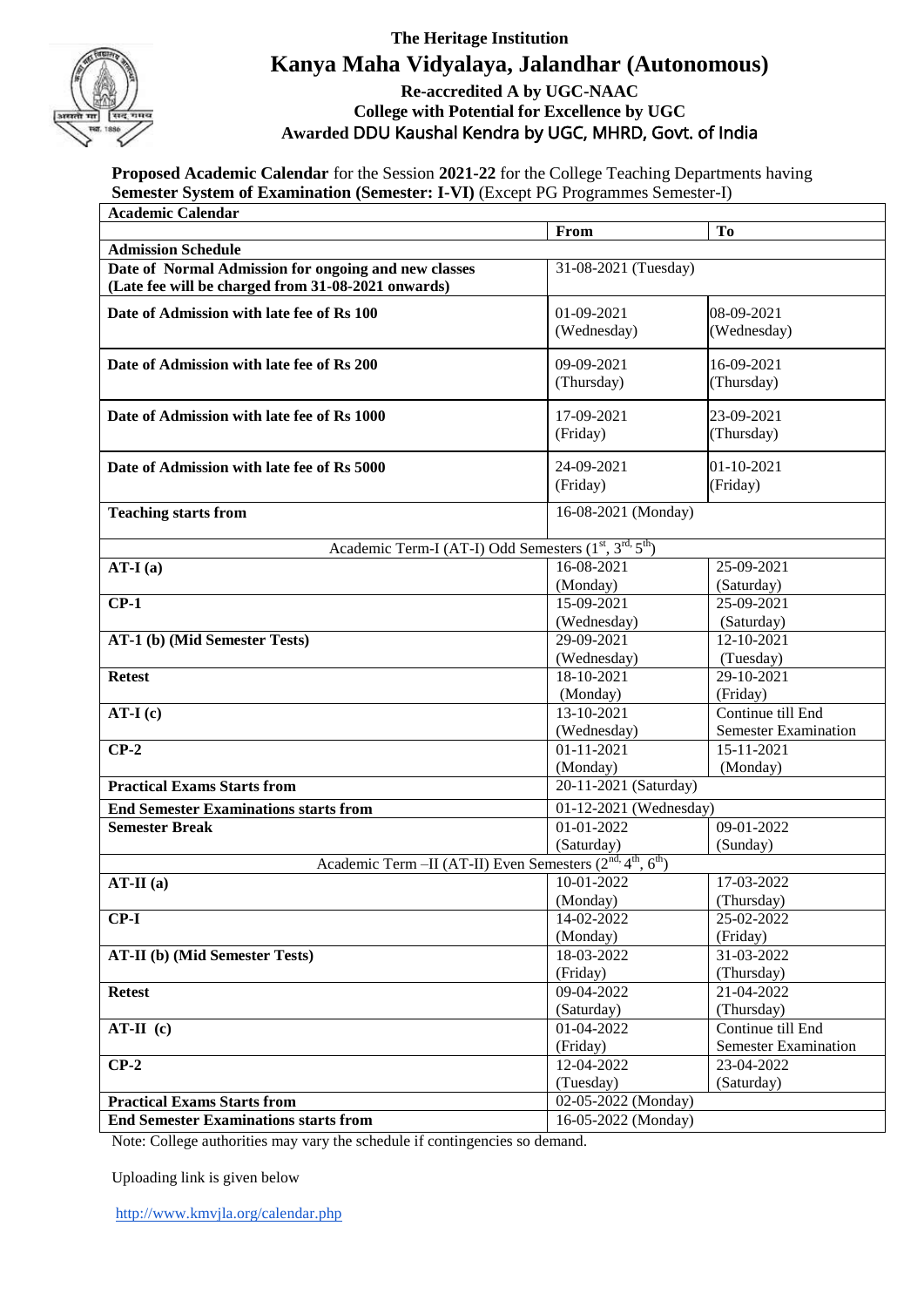# The Heritage Institution

# Kanya Maha Vidyalaya, Jalandhar (Autonomous)

**Re-accredited A by UGC-NAAC**
**College with Potential for Excellence by UGC**
**Awarded DDU Kaushal Kendra by UGC, MHRD, Govt. of India**

**Proposed Academic Calendar** for the Session **2021-22** for the College Teaching Departments having **Semester System of Examination (Semester: I-VI)** (Except PG Programmes Semester-I)

| **Academic Calendar** | | |
|---|---|---|
| | **From** | **To** |
| **Admission Schedule** | | |
| **Date of Normal Admission for ongoing and new classes (Late fee will be charged from 31-08-2021 onwards)** | 31-08-2021 (Tuesday) | |
| **Date of Admission with late fee of Rs 100** | 01-09-2021 (Wednesday) | 08-09-2021 (Wednesday) |
| **Date of Admission with late fee of Rs 200** | 09-09-2021 (Thursday) | 16-09-2021 (Thursday) |
| **Date of Admission with late fee of Rs 1000** | 17-09-2021 (Friday) | 23-09-2021 (Thursday) |
| **Date of Admission with late fee of Rs 5000** | 24-09-2021 (Friday) | 01-10-2021 (Friday) |
| **Teaching starts from** | 16-08-2021 (Monday) | |
| Academic Term-I (AT-I) Odd Semesters (1st, 3rd, 5th) | | |
| **AT-I (a)** | 16-08-2021 (Monday) | 25-09-2021 (Saturday) |
| **CP-1** | 15-09-2021 (Wednesday) | 25-09-2021 (Saturday) |
| **AT-1 (b) (Mid Semester Tests)** | 29-09-2021 (Wednesday) | 12-10-2021 (Tuesday) |
| **Retest** | 18-10-2021 (Monday) | 29-10-2021 (Friday) |
| **AT-I (c)** | 13-10-2021 (Wednesday) | Continue till End Semester Examination |
| **CP-2** | 01-11-2021 (Monday) | 15-11-2021 (Monday) |
| **Practical Exams Starts from** | 20-11-2021 (Saturday) | |
| **End Semester Examinations starts from** | 01-12-2021 (Wednesday) | |
| **Semester Break** | 01-01-2022 (Saturday) | 09-01-2022 (Sunday) |
| Academic Term –II (AT-II) Even Semesters (2nd, 4th, 6th) | | |
| **AT-II (a)** | 10-01-2022 (Monday) | 17-03-2022 (Thursday) |
| **CP-I** | 14-02-2022 (Monday) | 25-02-2022 (Friday) |
| **AT-II (b) (Mid Semester Tests)** | 18-03-2022 (Friday) | 31-03-2022 (Thursday) |
| **Retest** | 09-04-2022 (Saturday) | 21-04-2022 (Thursday) |
| **AT-II (c)** | 01-04-2022 (Friday) | Continue till End Semester Examination |
| **CP-2** | 12-04-2022 (Tuesday) | 23-04-2022 (Saturday) |
| **Practical Exams Starts from** | 02-05-2022 (Monday) | |
| **End Semester Examinations starts from** | 16-05-2022 (Monday) | |

Note: College authorities may vary the schedule if contingencies so demand.

Uploading link is given below

http://www.kmvjla.org/calendar.php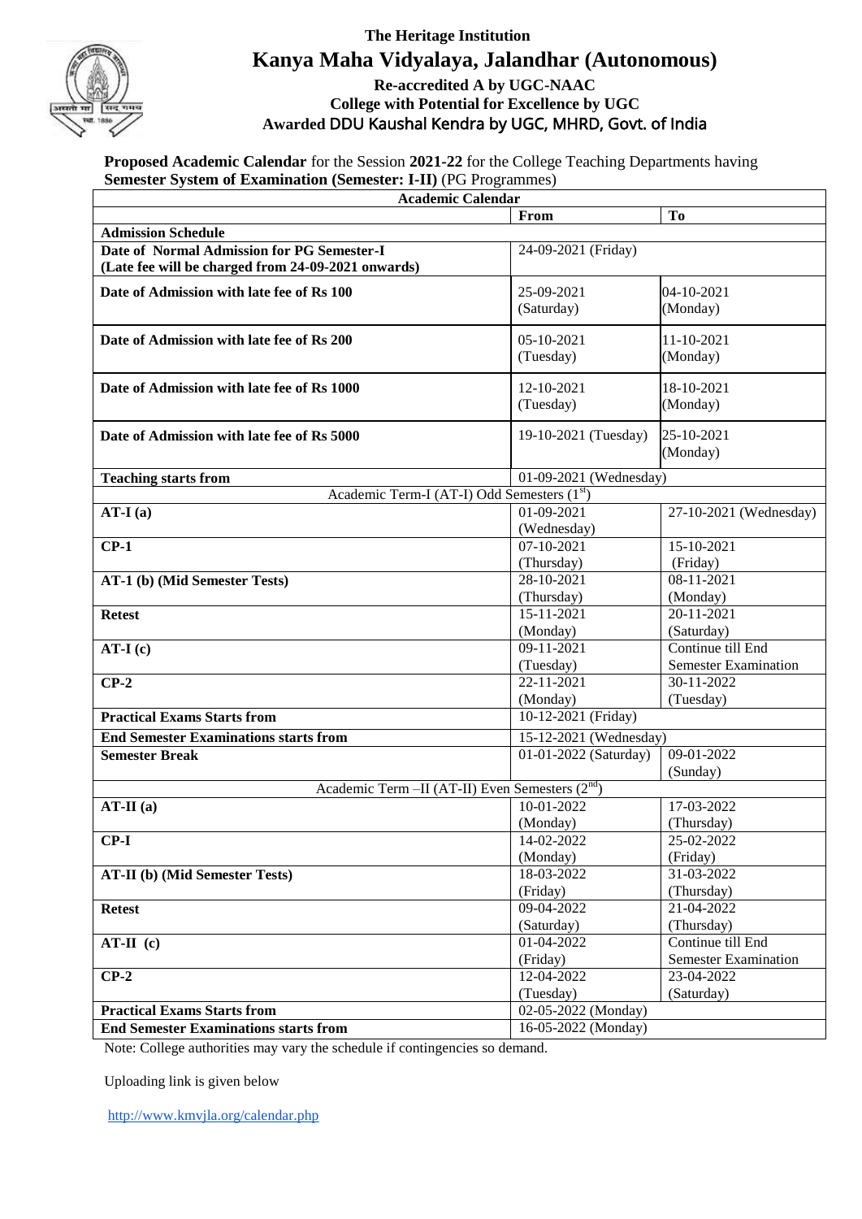# The Heritage Institution

# Kanya Maha Vidyalaya, Jalandhar (Autonomous)

**Re-accredited A by UGC-NAAC**
**College with Potential for Excellence by UGC**
**Awarded DDU Kaushal Kendra by UGC, MHRD, Govt. of India**

**Proposed Academic Calendar** for the Session **2021-22** for the College Teaching Departments having **Semester System of Examination (Semester: I-II)** (PG Programmes)

| Academic Calendar | | |
|---|---|---|
| | **From** | **To** |
| **Admission Schedule** | | |
| **Date of Normal Admission for PG Semester-I (Late fee will be charged from 24-09-2021 onwards)** | 24-09-2021 (Friday) | |
| **Date of Admission with late fee of Rs 100** | 25-09-2021 (Saturday) | 04-10-2021 (Monday) |
| **Date of Admission with late fee of Rs 200** | 05-10-2021 (Tuesday) | 11-10-2021 (Monday) |
| **Date of Admission with late fee of Rs 1000** | 12-10-2021 (Tuesday) | 18-10-2021 (Monday) |
| **Date of Admission with late fee of Rs 5000** | 19-10-2021 (Tuesday) | 25-10-2021 (Monday) |
| **Teaching starts from** | 01-09-2021 (Wednesday) | |
| Academic Term-I (AT-I) Odd Semesters (1st) | | |
| **AT-I (a)** | 01-09-2021 (Wednesday) | 27-10-2021 (Wednesday) |
| **CP-1** | 07-10-2021 (Thursday) | 15-10-2021 (Friday) |
| **AT-1 (b) (Mid Semester Tests)** | 28-10-2021 (Thursday) | 08-11-2021 (Monday) |
| **Retest** | 15-11-2021 (Monday) | 20-11-2021 (Saturday) |
| **AT-I (c)** | 09-11-2021 (Tuesday) | Continue till End Semester Examination |
| **CP-2** | 22-11-2021 (Monday) | 30-11-2022 (Tuesday) |
| **Practical Exams Starts from** | 10-12-2021 (Friday) | |
| **End Semester Examinations starts from** | 15-12-2021 (Wednesday) | |
| **Semester Break** | 01-01-2022 (Saturday) | 09-01-2022 (Sunday) |
| Academic Term –II (AT-II) Even Semesters (2nd) | | |
| **AT-II (a)** | 10-01-2022 (Monday) | 17-03-2022 (Thursday) |
| **CP-I** | 14-02-2022 (Monday) | 25-02-2022 (Friday) |
| **AT-II (b) (Mid Semester Tests)** | 18-03-2022 (Friday) | 31-03-2022 (Thursday) |
| **Retest** | 09-04-2022 (Saturday) | 21-04-2022 (Thursday) |
| **AT-II (c)** | 01-04-2022 (Friday) | Continue till End Semester Examination |
| **CP-2** | 12-04-2022 (Tuesday) | 23-04-2022 (Saturday) |
| **Practical Exams Starts from** | 02-05-2022 (Monday) | |
| **End Semester Examinations starts from** | 16-05-2022 (Monday) | |

Note: College authorities may vary the schedule if contingencies so demand.

Uploading link is given below

http://www.kmvjla.org/calendar.php